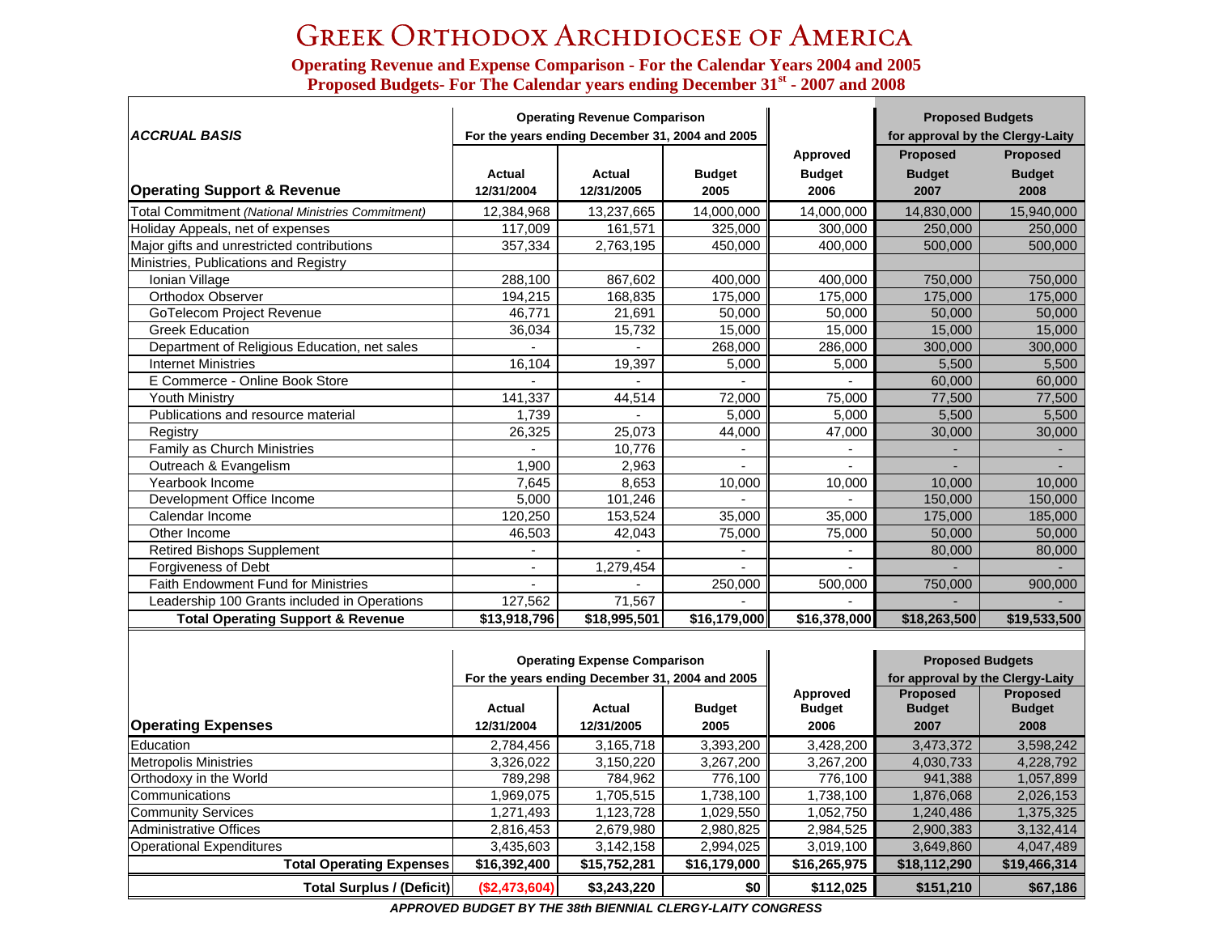# Greek Orthodox Archdiocese of America

**Operating Revenue and Expense Comparison - For the Calendar Years 2004 and 2005**
**Proposed Budgets- For The Calendar years ending December 31st - 2007 and 2008**

| *ACCRUAL BASIS* | Operating Revenue Comparison For the years ending December 31, 2004 and 2005 | | | | Proposed Budgets for approval by the Clergy-Laity | |
|---|---|---|---|---|---|---|
| **Operating Support & Revenue** | **Actual 12/31/2004** | **Actual 12/31/2005** | **Budget 2005** | **Approved Budget 2006** | **Proposed Budget 2007** | **Proposed Budget 2008** |
| Total Commitment *(National Ministries Commitment)* | 12,384,968 | 13,237,665 | 14,000,000 | 14,000,000 | 14,830,000 | 15,940,000 |
| Holiday Appeals, net of expenses | 117,009 | 161,571 | 325,000 | 300,000 | 250,000 | 250,000 |
| Major gifts and unrestricted contributions | 357,334 | 2,763,195 | 450,000 | 400,000 | 500,000 | 500,000 |
| Ministries, Publications and Registry | | | | | | |
| Ionian Village | 288,100 | 867,602 | 400,000 | 400,000 | 750,000 | 750,000 |
| Orthodox Observer | 194,215 | 168,835 | 175,000 | 175,000 | 175,000 | 175,000 |
| GoTelecom Project Revenue | 46,771 | 21,691 | 50,000 | 50,000 | 50,000 | 50,000 |
| Greek Education | 36,034 | 15,732 | 15,000 | 15,000 | 15,000 | 15,000 |
| Department of Religious Education, net sales | - | - | 268,000 | 286,000 | 300,000 | 300,000 |
| Internet Ministries | 16,104 | 19,397 | 5,000 | 5,000 | 5,500 | 5,500 |
| E Commerce - Online Book Store | - | - | - | - | 60,000 | 60,000 |
| Youth Ministry | 141,337 | 44,514 | 72,000 | 75,000 | 77,500 | 77,500 |
| Publications and resource material | 1,739 | - | 5,000 | 5,000 | 5,500 | 5,500 |
| Registry | 26,325 | 25,073 | 44,000 | 47,000 | 30,000 | 30,000 |
| Family as Church Ministries | - | 10,776 | - | - | - | - |
| Outreach & Evangelism | 1,900 | 2,963 | - | - | - | - |
| Yearbook Income | 7,645 | 8,653 | 10,000 | 10,000 | 10,000 | 10,000 |
| Development Office Income | 5,000 | 101,246 | - | - | 150,000 | 150,000 |
| Calendar Income | 120,250 | 153,524 | 35,000 | 35,000 | 175,000 | 185,000 |
| Other Income | 46,503 | 42,043 | 75,000 | 75,000 | 50,000 | 50,000 |
| Retired Bishops Supplement | - | - | - | - | 80,000 | 80,000 |
| Forgiveness of Debt | - | 1,279,454 | - | - | - | - |
| Faith Endowment Fund for Ministries | - | - | 250,000 | 500,000 | 750,000 | 900,000 |
| Leadership 100 Grants included in Operations | 127,562 | 71,567 | - | - | - | - |
| **Total Operating Support & Revenue** | **$13,918,796** | **$18,995,501** | **$16,179,000** | **$16,378,000** | **$18,263,500** | **$19,533,500** |

| | Operating Expense Comparison For the years ending December 31, 2004 and 2005 | | | | Proposed Budgets for approval by the Clergy-Laity | |
|---|---|---|---|---|---|---|
| **Operating Expenses** | **Actual 12/31/2004** | **Actual 12/31/2005** | **Budget 2005** | **Approved Budget 2006** | **Proposed Budget 2007** | **Proposed Budget 2008** |
| Education | 2,784,456 | 3,165,718 | 3,393,200 | 3,428,200 | 3,473,372 | 3,598,242 |
| Metropolis Ministries | 3,326,022 | 3,150,220 | 3,267,200 | 3,267,200 | 4,030,733 | 4,228,792 |
| Orthodoxy in the World | 789,298 | 784,962 | 776,100 | 776,100 | 941,388 | 1,057,899 |
| Communications | 1,969,075 | 1,705,515 | 1,738,100 | 1,738,100 | 1,876,068 | 2,026,153 |
| Community Services | 1,271,493 | 1,123,728 | 1,029,550 | 1,052,750 | 1,240,486 | 1,375,325 |
| Administrative Offices | 2,816,453 | 2,679,980 | 2,980,825 | 2,984,525 | 2,900,383 | 3,132,414 |
| Operational Expenditures | 3,435,603 | 3,142,158 | 2,994,025 | 3,019,100 | 3,649,860 | 4,047,489 |
| **Total Operating Expenses** | **$16,392,400** | **$15,752,281** | **$16,179,000** | **$16,265,975** | **$18,112,290** | **$19,466,314** |
| **Total Surplus / (Deficit)** | **($2,473,604)** | **$3,243,220** | **$0** | **$112,025** | **$151,210** | **$67,186** |

***APPROVED BUDGET BY THE 38th BIENNIAL CLERGY-LAITY CONGRESS***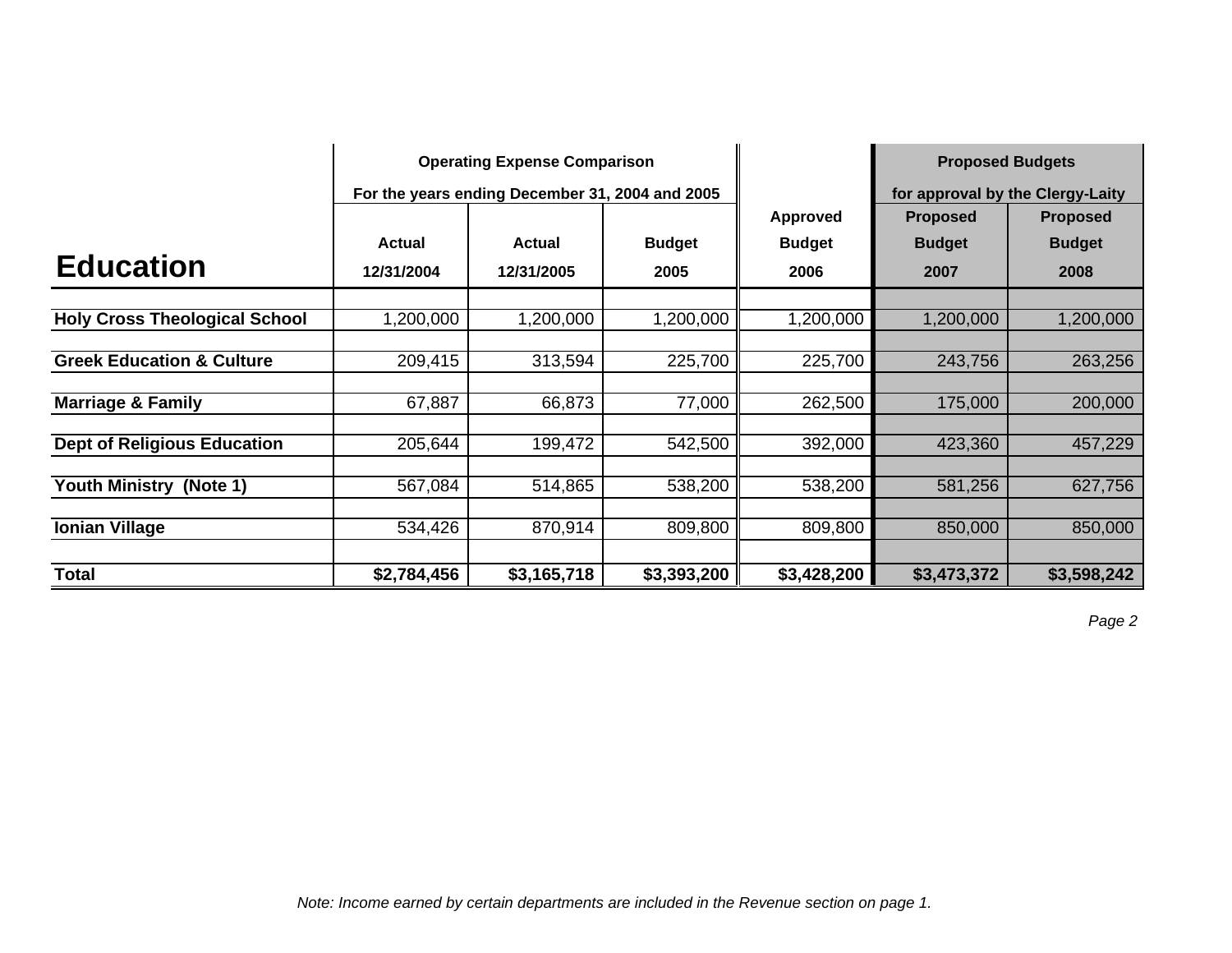| Education | Operating Expense Comparison For the years ending December 31, 2004 and 2005 | | | | Proposed Budgets for approval by the Clergy-Laity | |
|---|---|---|---|---|---|---|
| | Actual 12/31/2004 | Actual 12/31/2005 | Budget 2005 | Approved Budget 2006 | Proposed Budget 2007 | Proposed Budget 2008 |
| **Holy Cross Theological School** | 1,200,000 | 1,200,000 | 1,200,000 | 1,200,000 | 1,200,000 | 1,200,000 |
| **Greek Education & Culture** | 209,415 | 313,594 | 225,700 | 225,700 | 243,756 | 263,256 |
| **Marriage & Family** | 67,887 | 66,873 | 77,000 | 262,500 | 175,000 | 200,000 |
| **Dept of Religious Education** | 205,644 | 199,472 | 542,500 | 392,000 | 423,360 | 457,229 |
| **Youth Ministry (Note 1)** | 567,084 | 514,865 | 538,200 | 538,200 | 581,256 | 627,756 |
| **Ionian Village** | 534,426 | 870,914 | 809,800 | 809,800 | 850,000 | 850,000 |
| **Total** | **$2,784,456** | **$3,165,718** | **$3,393,200** | **$3,428,200** | **$3,473,372** | **$3,598,242** |

*Note: Income earned by certain departments are included in the Revenue section on page 1.*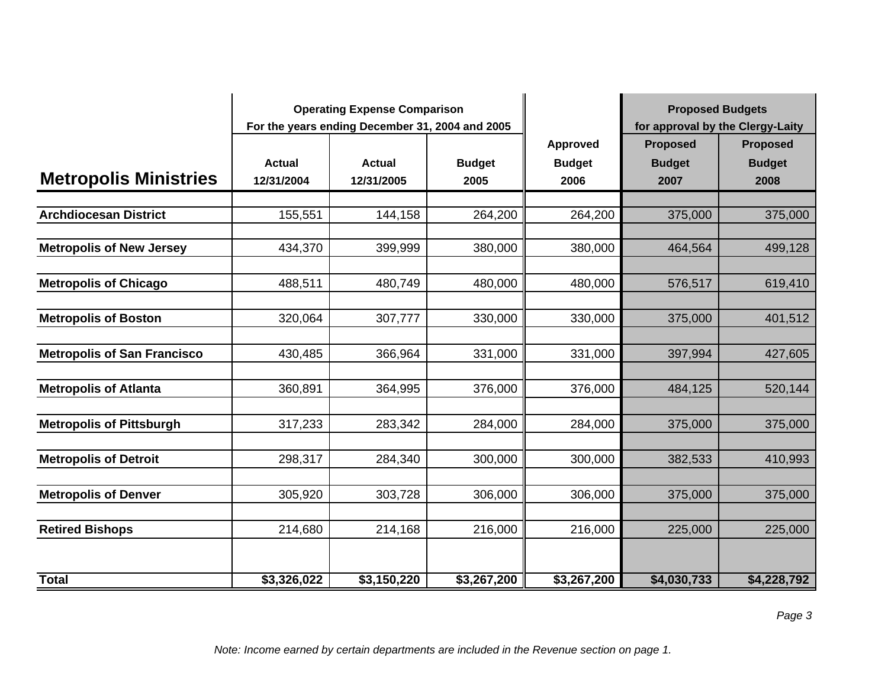| Metropolis Ministries | Operating Expense Comparison For the years ending December 31, 2004 and 2005 | | | | Proposed Budgets for approval by the Clergy-Laity | |
|---|---|---|---|---|---|---|
| | Actual 12/31/2004 | Actual 12/31/2005 | Budget 2005 | Approved Budget 2006 | Proposed Budget 2007 | Proposed Budget 2008 |
| **Archdiocesan District** | 155,551 | 144,158 | 264,200 | 264,200 | 375,000 | 375,000 |
| **Metropolis of New Jersey** | 434,370 | 399,999 | 380,000 | 380,000 | 464,564 | 499,128 |
| **Metropolis of Chicago** | 488,511 | 480,749 | 480,000 | 480,000 | 576,517 | 619,410 |
| **Metropolis of Boston** | 320,064 | 307,777 | 330,000 | 330,000 | 375,000 | 401,512 |
| **Metropolis of San Francisco** | 430,485 | 366,964 | 331,000 | 331,000 | 397,994 | 427,605 |
| **Metropolis of Atlanta** | 360,891 | 364,995 | 376,000 | 376,000 | 484,125 | 520,144 |
| **Metropolis of Pittsburgh** | 317,233 | 283,342 | 284,000 | 284,000 | 375,000 | 375,000 |
| **Metropolis of Detroit** | 298,317 | 284,340 | 300,000 | 300,000 | 382,533 | 410,993 |
| **Metropolis of Denver** | 305,920 | 303,728 | 306,000 | 306,000 | 375,000 | 375,000 |
| **Retired Bishops** | 214,680 | 214,168 | 216,000 | 216,000 | 225,000 | 225,000 |
| **Total** | **$3,326,022** | **$3,150,220** | **$3,267,200** | **$3,267,200** | **$4,030,733** | **$4,228,792** |

*Note: Income earned by certain departments are included in the Revenue section on page 1.*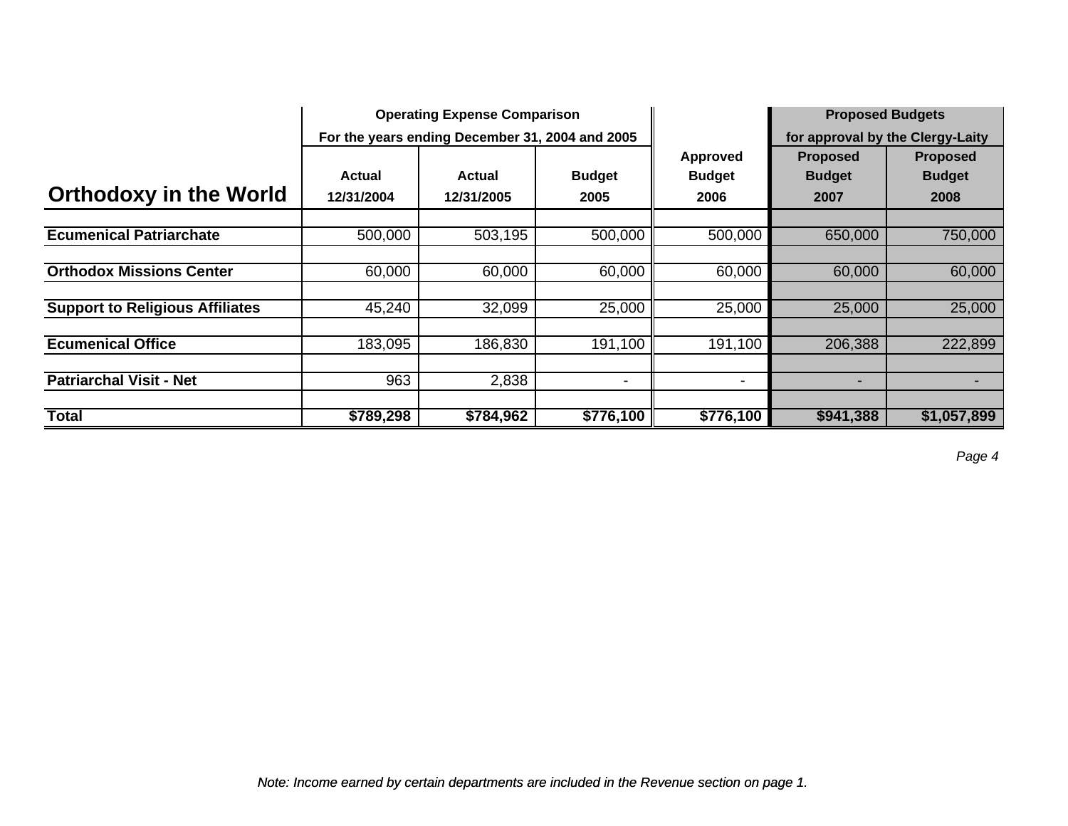| Orthodoxy in the World | Operating Expense Comparison For the years ending December 31, 2004 and 2005 | | | | Proposed Budgets for approval by the Clergy-Laity | |
|---|---|---|---|---|---|---|
| | Actual 12/31/2004 | Actual 12/31/2005 | Budget 2005 | Approved Budget 2006 | Proposed Budget 2007 | Proposed Budget 2008 |
| **Ecumenical Patriarchate** | 500,000 | 503,195 | 500,000 | 500,000 | 650,000 | 750,000 |
| **Orthodox Missions Center** | 60,000 | 60,000 | 60,000 | 60,000 | 60,000 | 60,000 |
| **Support to Religious Affiliates** | 45,240 | 32,099 | 25,000 | 25,000 | 25,000 | 25,000 |
| **Ecumenical Office** | 183,095 | 186,830 | 191,100 | 191,100 | 206,388 | 222,899 |
| **Patriarchal Visit - Net** | 963 | 2,838 | - | - | - | - |
| **Total** | **$789,298** | **$784,962** | **$776,100** | **$776,100** | **$941,388** | **$1,057,899** |

*Note: Income earned by certain departments are included in the Revenue section on page 1.*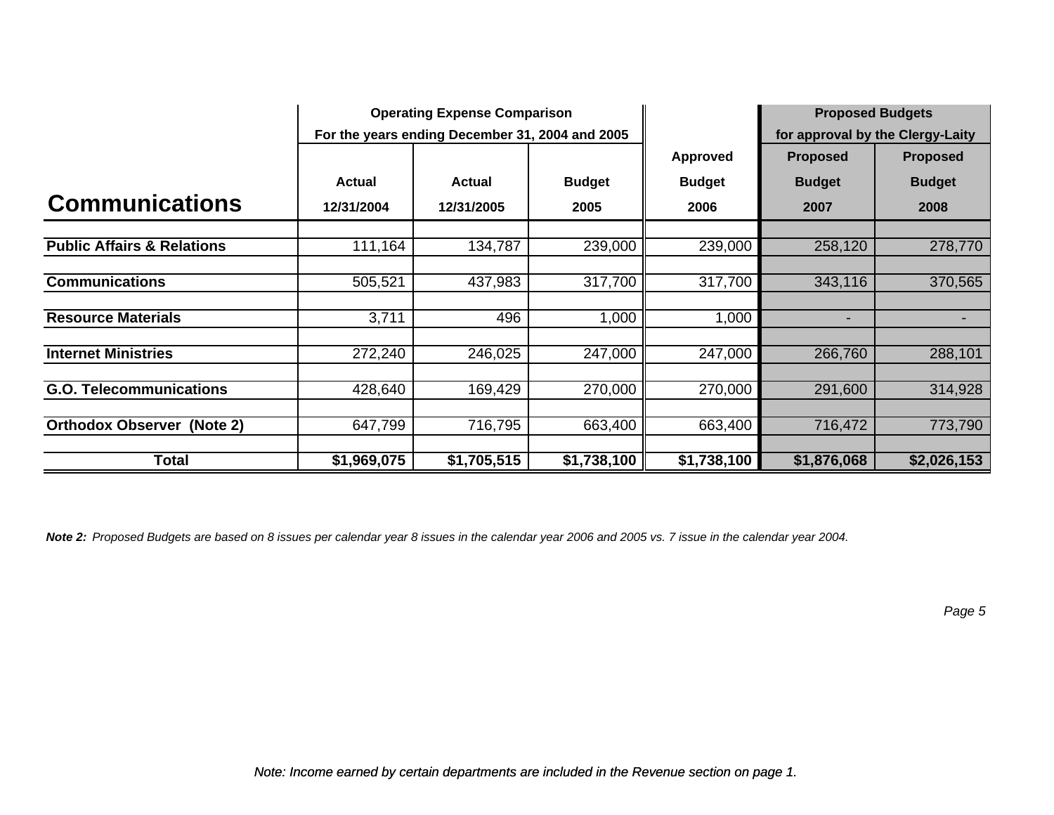| Communications | Operating Expense Comparison For the years ending December 31, 2004 and 2005 | | | | Proposed Budgets for approval by the Clergy-Laity | |
|---|---|---|---|---|---|---|
| | Actual 12/31/2004 | Actual 12/31/2005 | Budget 2005 | Approved Budget 2006 | Proposed Budget 2007 | Proposed Budget 2008 |
| **Public Affairs & Relations** | 111,164 | 134,787 | 239,000 | 239,000 | 258,120 | 278,770 |
| **Communications** | 505,521 | 437,983 | 317,700 | 317,700 | 343,116 | 370,565 |
| **Resource Materials** | 3,711 | 496 | 1,000 | 1,000 | - | - |
| **Internet Ministries** | 272,240 | 246,025 | 247,000 | 247,000 | 266,760 | 288,101 |
| **G.O. Telecommunications** | 428,640 | 169,429 | 270,000 | 270,000 | 291,600 | 314,928 |
| **Orthodox Observer (Note 2)** | 647,799 | 716,795 | 663,400 | 663,400 | 716,472 | 773,790 |
| **Total** | **$1,969,075** | **$1,705,515** | **$1,738,100** | **$1,738,100** | **$1,876,068** | **$2,026,153** |

***Note 2:*** *Proposed Budgets are based on 8 issues per calendar year 8 issues in the calendar year 2006 and 2005 vs. 7 issue in the calendar year 2004.*

*Note: Income earned by certain departments are included in the Revenue section on page 1.*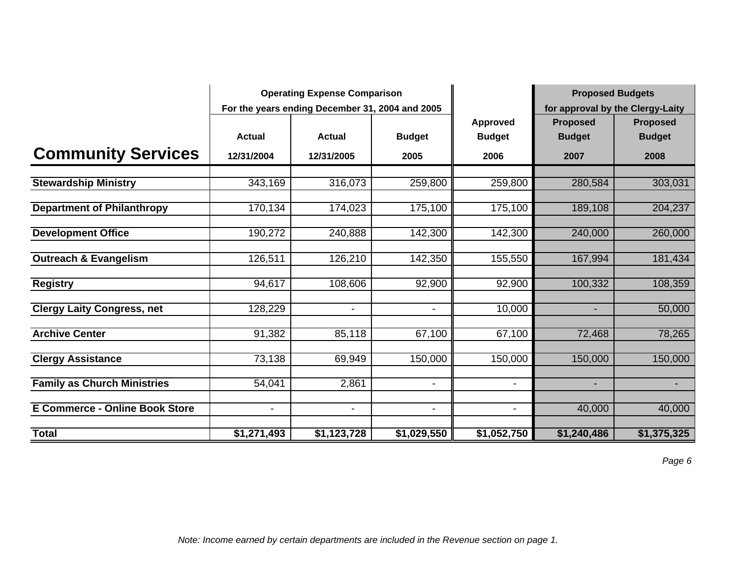| Community Services | Operating Expense Comparison For the years ending December 31, 2004 and 2005 | | | | Proposed Budgets for approval by the Clergy-Laity | |
|---|---|---|---|---|---|---|
| | Actual 12/31/2004 | Actual 12/31/2005 | Budget 2005 | Approved Budget 2006 | Proposed Budget 2007 | Proposed Budget 2008 |
| **Stewardship Ministry** | 343,169 | 316,073 | 259,800 | 259,800 | 280,584 | 303,031 |
| **Department of Philanthropy** | 170,134 | 174,023 | 175,100 | 175,100 | 189,108 | 204,237 |
| **Development Office** | 190,272 | 240,888 | 142,300 | 142,300 | 240,000 | 260,000 |
| **Outreach & Evangelism** | 126,511 | 126,210 | 142,350 | 155,550 | 167,994 | 181,434 |
| **Registry** | 94,617 | 108,606 | 92,900 | 92,900 | 100,332 | 108,359 |
| **Clergy Laity Congress, net** | 128,229 | - | - | 10,000 | - | 50,000 |
| **Archive Center** | 91,382 | 85,118 | 67,100 | 67,100 | 72,468 | 78,265 |
| **Clergy Assistance** | 73,138 | 69,949 | 150,000 | 150,000 | 150,000 | 150,000 |
| **Family as Church Ministries** | 54,041 | 2,861 | - | - | - | - |
| **E Commerce - Online Book Store** | - | - | - | - | 40,000 | 40,000 |
| **Total** | **$1,271,493** | **$1,123,728** | **$1,029,550** | **$1,052,750** | **$1,240,486** | **$1,375,325** |

*Note: Income earned by certain departments are included in the Revenue section on page 1.*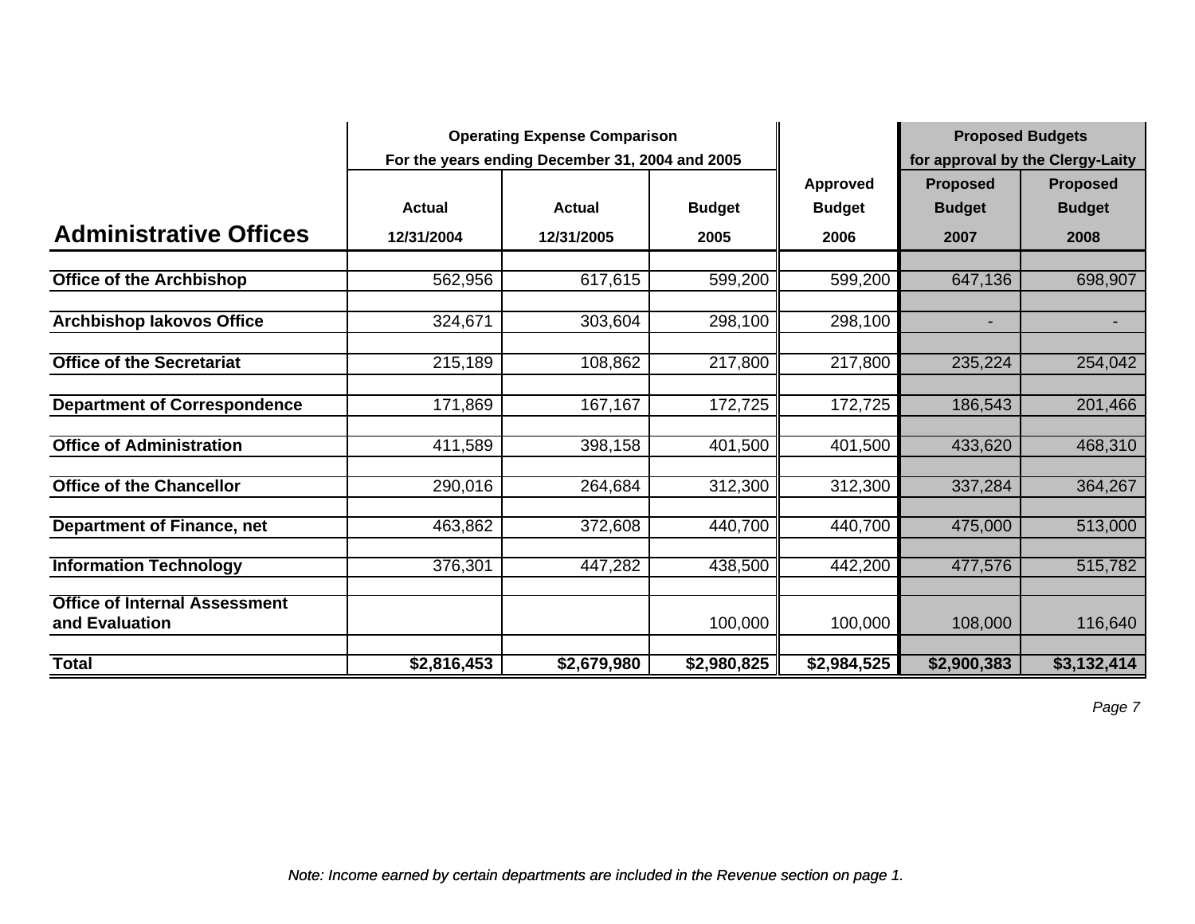| Administrative Offices | Operating Expense Comparison For the years ending December 31, 2004 and 2005 | | | | Proposed Budgets for approval by the Clergy-Laity | |
|---|---|---|---|---|---|---|
| | Actual 12/31/2004 | Actual 12/31/2005 | Budget 2005 | Approved Budget 2006 | Proposed Budget 2007 | Proposed Budget 2008 |
| **Office of the Archbishop** | 562,956 | 617,615 | 599,200 | 599,200 | 647,136 | 698,907 |
| **Archbishop Iakovos Office** | 324,671 | 303,604 | 298,100 | 298,100 | - | - |
| **Office of the Secretariat** | 215,189 | 108,862 | 217,800 | 217,800 | 235,224 | 254,042 |
| **Department of Correspondence** | 171,869 | 167,167 | 172,725 | 172,725 | 186,543 | 201,466 |
| **Office of Administration** | 411,589 | 398,158 | 401,500 | 401,500 | 433,620 | 468,310 |
| **Office of the Chancellor** | 290,016 | 264,684 | 312,300 | 312,300 | 337,284 | 364,267 |
| **Department of Finance, net** | 463,862 | 372,608 | 440,700 | 440,700 | 475,000 | 513,000 |
| **Information Technology** | 376,301 | 447,282 | 438,500 | 442,200 | 477,576 | 515,782 |
| **Office of Internal Assessment and Evaluation** | | | 100,000 | 100,000 | 108,000 | 116,640 |
| **Total** | **$2,816,453** | **$2,679,980** | **$2,980,825** | **$2,984,525** | **$2,900,383** | **$3,132,414** |

*Note: Income earned by certain departments are included in the Revenue section on page 1.*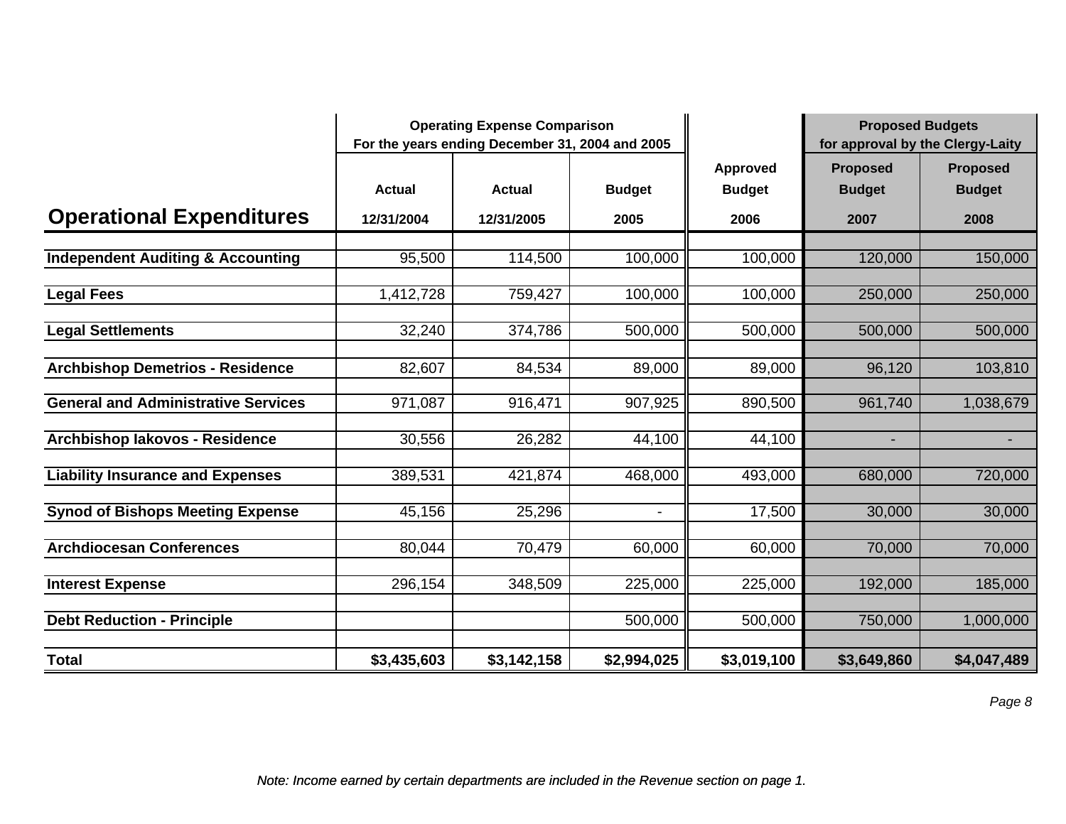| Operational Expenditures | Operating Expense Comparison For the years ending December 31, 2004 and 2005 | | | | Proposed Budgets for approval by the Clergy-Laity | |
|---|---|---|---|---|---|---|
| | Actual 12/31/2004 | Actual 12/31/2005 | Budget 2005 | Approved Budget 2006 | Proposed Budget 2007 | Proposed Budget 2008 |
| **Independent Auditing & Accounting** | 95,500 | 114,500 | 100,000 | 100,000 | 120,000 | 150,000 |
| **Legal Fees** | 1,412,728 | 759,427 | 100,000 | 100,000 | 250,000 | 250,000 |
| **Legal Settlements** | 32,240 | 374,786 | 500,000 | 500,000 | 500,000 | 500,000 |
| **Archbishop Demetrios - Residence** | 82,607 | 84,534 | 89,000 | 89,000 | 96,120 | 103,810 |
| **General and Administrative Services** | 971,087 | 916,471 | 907,925 | 890,500 | 961,740 | 1,038,679 |
| **Archbishop Iakovos - Residence** | 30,556 | 26,282 | 44,100 | 44,100 | - | - |
| **Liability Insurance and Expenses** | 389,531 | 421,874 | 468,000 | 493,000 | 680,000 | 720,000 |
| **Synod of Bishops Meeting Expense** | 45,156 | 25,296 | - | 17,500 | 30,000 | 30,000 |
| **Archdiocesan Conferences** | 80,044 | 70,479 | 60,000 | 60,000 | 70,000 | 70,000 |
| **Interest Expense** | 296,154 | 348,509 | 225,000 | 225,000 | 192,000 | 185,000 |
| **Debt Reduction - Principle** | | | 500,000 | 500,000 | 750,000 | 1,000,000 |
| **Total** | **$3,435,603** | **$3,142,158** | **$2,994,025** | **$3,019,100** | **$3,649,860** | **$4,047,489** |

*Note: Income earned by certain departments are included in the Revenue section on page 1.*